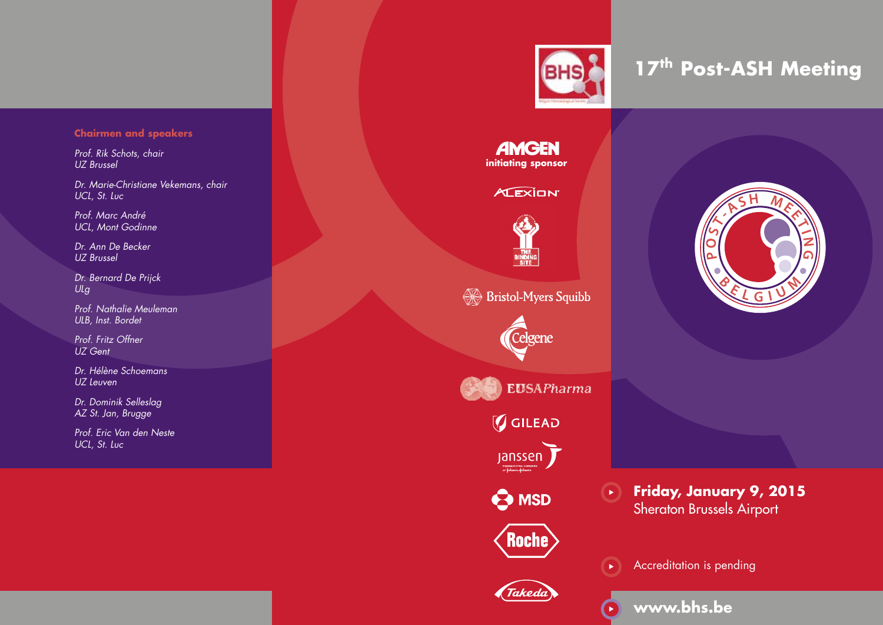# 17th Post-ASH Meeting

**Friday, January 9, 2015**
Sheraton Brussels Airport

Accreditation is pending

**www.bhs.be**

### Chairmen and speakers

*Prof. Rik Schots, chair*
*UZ Brussel*

*Dr. Marie-Christiane Vekemans, chair*
*UCL, St. Luc*

*Prof. Marc André*
*UCL, Mont Godinne*

*Dr. Ann De Becker*
*UZ Brussel*

*Dr. Bernard De Prijck*
*ULg*

*Prof. Nathalie Meuleman*
*ULB, Inst. Bordet*

*Prof. Fritz Offner*
*UZ Gent*

*Dr. Hélène Schoemans*
*UZ Leuven*

*Dr. Dominik Selleslag*
*AZ St. Jan, Brugge*

*Prof. Eric Van den Neste*
*UCL, St. Luc*

AMGEN
**initiating sponsor**

ALEXION

The Binding Site

Bristol-Myers Squibb

Celgene

EUSAPharma

GILEAD

janssen

MSD

Roche

Takeda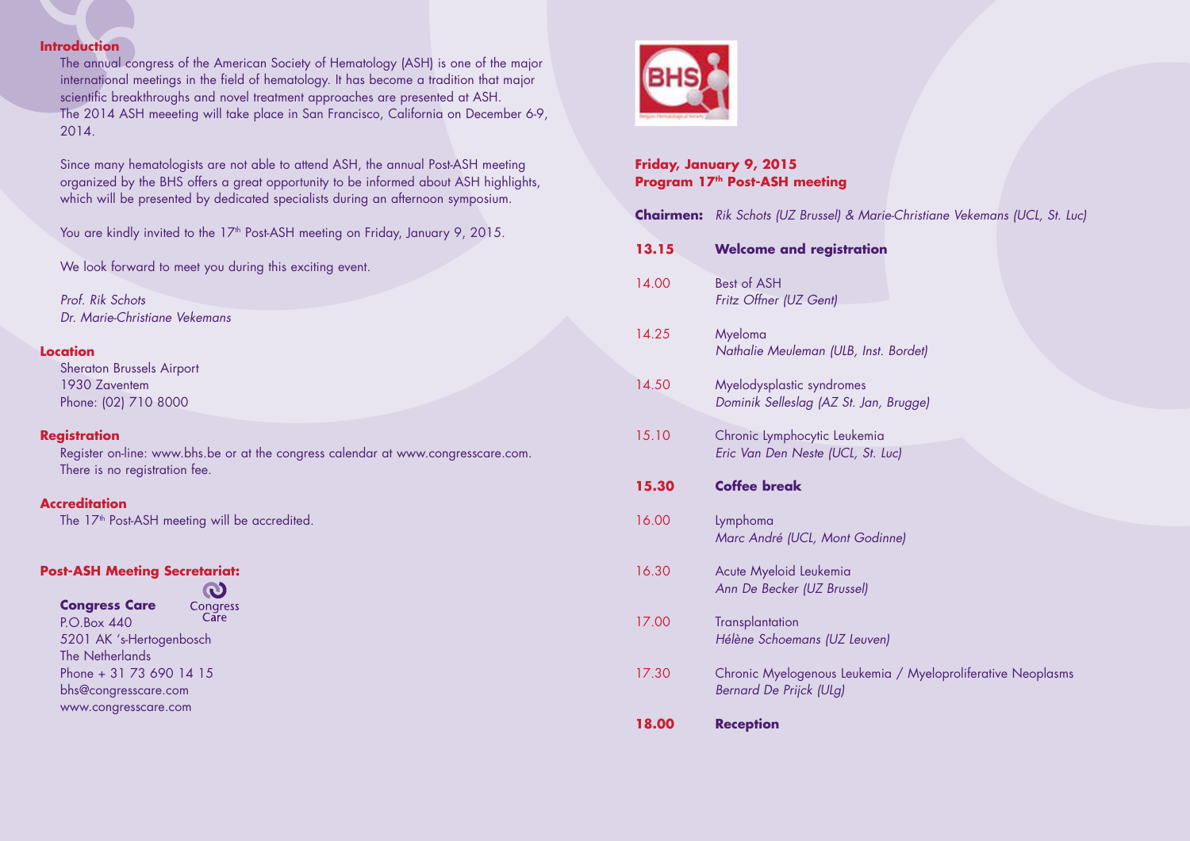## Introduction

The annual congress of the American Society of Hematology (ASH) is one of the major international meetings in the field of hematology. It has become a tradition that major scientific breakthroughs and novel treatment approaches are presented at ASH.
The 2014 ASH meeeting will take place in San Francisco, California on December 6-9, 2014.

Since many hematologists are not able to attend ASH, the annual Post-ASH meeting organized by the BHS offers a great opportunity to be informed about ASH highlights, which will be presented by dedicated specialists during an afternoon symposium.

You are kindly invited to the 17th Post-ASH meeting on Friday, January 9, 2015.

We look forward to meet you during this exciting event.

*Prof. Rik Schots*
*Dr. Marie-Christiane Vekemans*

## Location

Sheraton Brussels Airport
1930 Zaventem
Phone: (02) 710 8000

## Registration

Register on-line: www.bhs.be or at the congress calendar at www.congresscare.com.
There is no registration fee.

## Accreditation

The 17th Post-ASH meeting will be accredited.

## Post-ASH Meeting Secretariat:

**Congress Care**
P.O.Box 440
5201 AK 's-Hertogenbosch
The Netherlands
Phone + 31 73 690 14 15
bhs@congresscare.com
www.congresscare.com

## Friday, January 9, 2015
## Program 17th Post-ASH meeting

**Chairmen:** *Rik Schots (UZ Brussel) & Marie-Christiane Vekemans (UCL, St. Luc)*

| | |
|---|---|
| **13.15** | **Welcome and registration** |
| 14.00 | Best of ASH<br>*Fritz Offner (UZ Gent)* |
| 14.25 | Myeloma<br>*Nathalie Meuleman (ULB, Inst. Bordet)* |
| 14.50 | Myelodysplastic syndromes<br>*Dominik Selleslag (AZ St. Jan, Brugge)* |
| 15.10 | Chronic Lymphocytic Leukemia<br>*Eric Van Den Neste (UCL, St. Luc)* |
| **15.30** | **Coffee break** |
| 16.00 | Lymphoma<br>*Marc André (UCL, Mont Godinne)* |
| 16.30 | Acute Myeloid Leukemia<br>*Ann De Becker (UZ Brussel)* |
| 17.00 | Transplantation<br>*Hélène Schoemans (UZ Leuven)* |
| 17.30 | Chronic Myelogenous Leukemia / Myeloproliferative Neoplasms<br>*Bernard De Prijck (ULg)* |
| **18.00** | **Reception** |